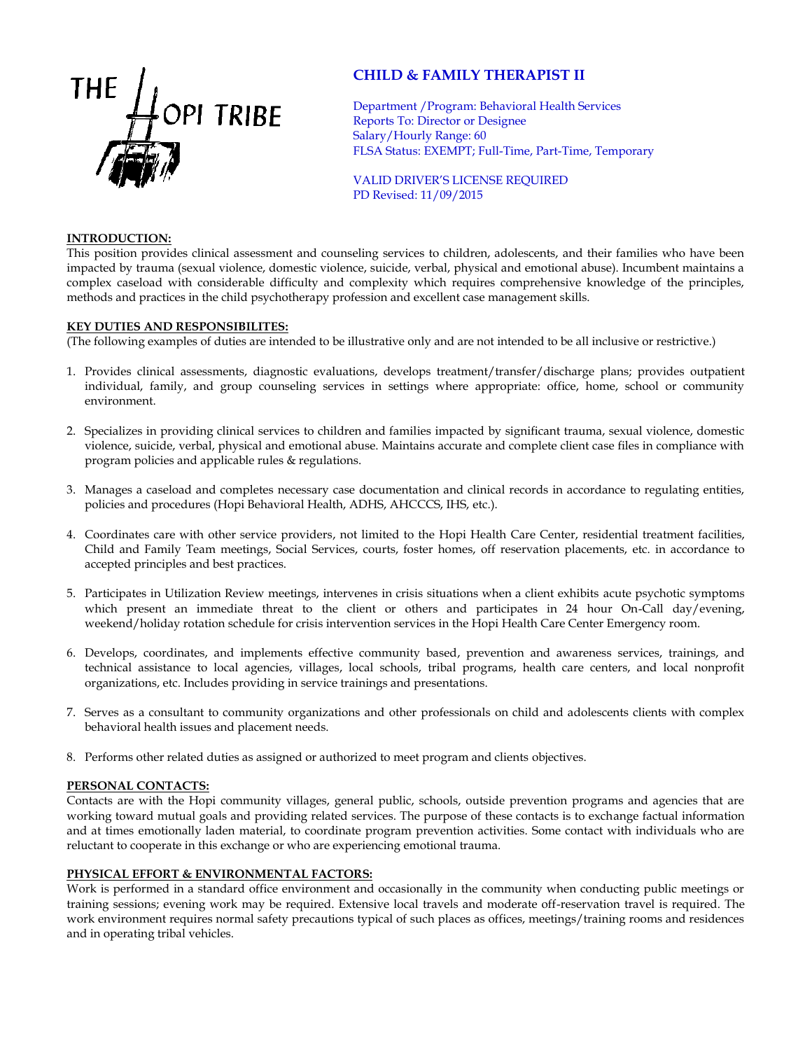THE HOPI TRIBE

# CHILD & FAMILY THERAPIST II

Department /Program: Behavioral Health Services
Reports To: Director or Designee
Salary/Hourly Range: 60
FLSA Status: EXEMPT; Full-Time, Part-Time, Temporary

VALID DRIVER'S LICENSE REQUIRED
PD Revised: 11/09/2015

## INTRODUCTION:

This position provides clinical assessment and counseling services to children, adolescents, and their families who have been impacted by trauma (sexual violence, domestic violence, suicide, verbal, physical and emotional abuse). Incumbent maintains a complex caseload with considerable difficulty and complexity which requires comprehensive knowledge of the principles, methods and practices in the child psychotherapy profession and excellent case management skills.

## KEY DUTIES AND RESPONSIBILITES:

(The following examples of duties are intended to be illustrative only and are not intended to be all inclusive or restrictive.)

1. Provides clinical assessments, diagnostic evaluations, develops treatment/transfer/discharge plans; provides outpatient individual, family, and group counseling services in settings where appropriate: office, home, school or community environment.

2. Specializes in providing clinical services to children and families impacted by significant trauma, sexual violence, domestic violence, suicide, verbal, physical and emotional abuse. Maintains accurate and complete client case files in compliance with program policies and applicable rules & regulations.

3. Manages a caseload and completes necessary case documentation and clinical records in accordance to regulating entities, policies and procedures (Hopi Behavioral Health, ADHS, AHCCCS, IHS, etc.).

4. Coordinates care with other service providers, not limited to the Hopi Health Care Center, residential treatment facilities, Child and Family Team meetings, Social Services, courts, foster homes, off reservation placements, etc. in accordance to accepted principles and best practices.

5. Participates in Utilization Review meetings, intervenes in crisis situations when a client exhibits acute psychotic symptoms which present an immediate threat to the client or others and participates in 24 hour On-Call day/evening, weekend/holiday rotation schedule for crisis intervention services in the Hopi Health Care Center Emergency room.

6. Develops, coordinates, and implements effective community based, prevention and awareness services, trainings, and technical assistance to local agencies, villages, local schools, tribal programs, health care centers, and local nonprofit organizations, etc. Includes providing in service trainings and presentations.

7. Serves as a consultant to community organizations and other professionals on child and adolescents clients with complex behavioral health issues and placement needs.

8. Performs other related duties as assigned or authorized to meet program and clients objectives.

## PERSONAL CONTACTS:

Contacts are with the Hopi community villages, general public, schools, outside prevention programs and agencies that are working toward mutual goals and providing related services. The purpose of these contacts is to exchange factual information and at times emotionally laden material, to coordinate program prevention activities. Some contact with individuals who are reluctant to cooperate in this exchange or who are experiencing emotional trauma.

## PHYSICAL EFFORT & ENVIRONMENTAL FACTORS:

Work is performed in a standard office environment and occasionally in the community when conducting public meetings or training sessions; evening work may be required. Extensive local travels and moderate off-reservation travel is required. The work environment requires normal safety precautions typical of such places as offices, meetings/training rooms and residences and in operating tribal vehicles.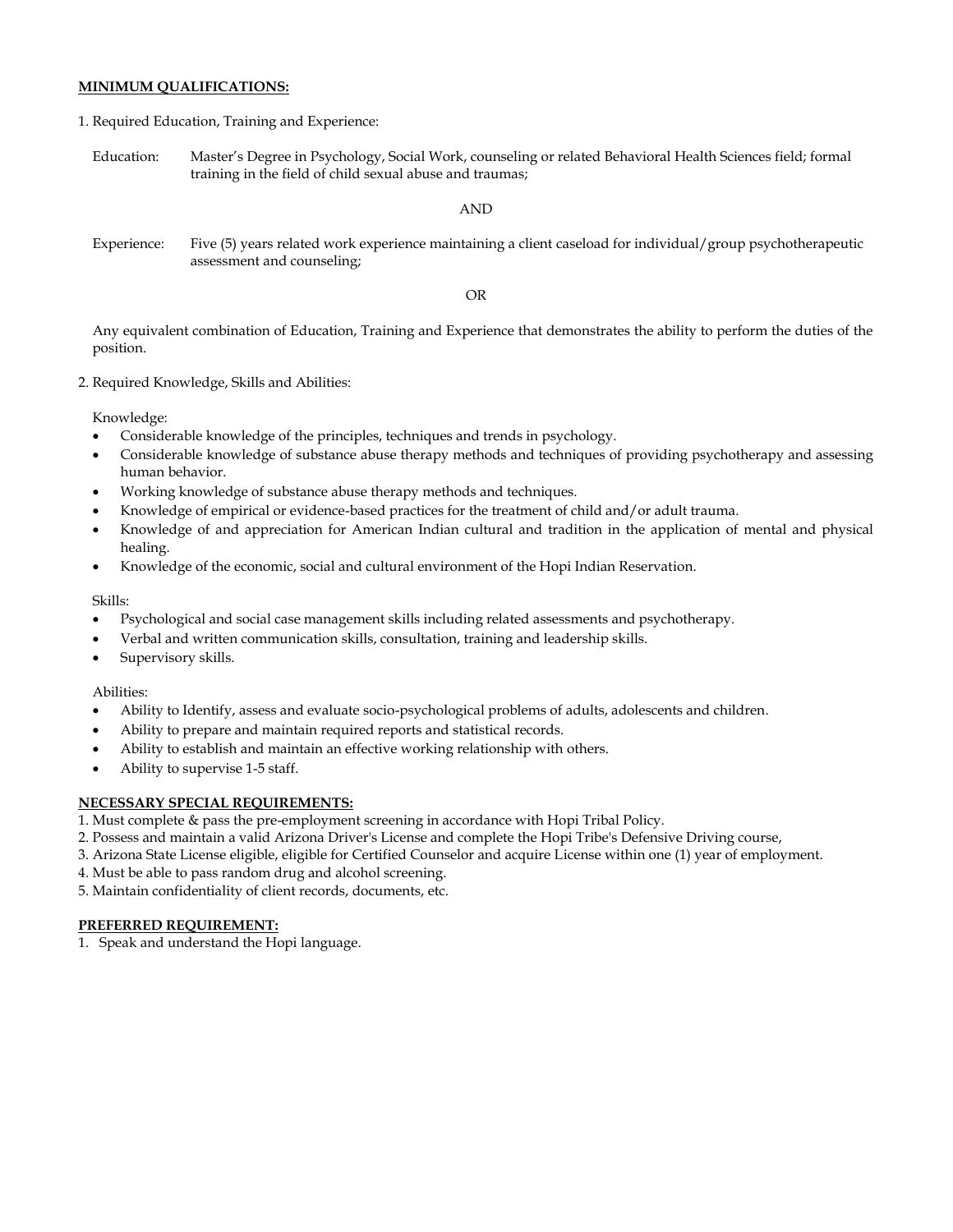**MINIMUM QUALIFICATIONS:**

1. Required Education, Training and Experience:

Education: Master's Degree in Psychology, Social Work, counseling or related Behavioral Health Sciences field; formal training in the field of child sexual abuse and traumas;

AND

Experience: Five (5) years related work experience maintaining a client caseload for individual/group psychotherapeutic assessment and counseling;

OR

Any equivalent combination of Education, Training and Experience that demonstrates the ability to perform the duties of the position.

2. Required Knowledge, Skills and Abilities:

Knowledge:

- Considerable knowledge of the principles, techniques and trends in psychology.
- Considerable knowledge of substance abuse therapy methods and techniques of providing psychotherapy and assessing human behavior.
- Working knowledge of substance abuse therapy methods and techniques.
- Knowledge of empirical or evidence-based practices for the treatment of child and/or adult trauma.
- Knowledge of and appreciation for American Indian cultural and tradition in the application of mental and physical healing.
- Knowledge of the economic, social and cultural environment of the Hopi Indian Reservation.

Skills:

- Psychological and social case management skills including related assessments and psychotherapy.
- Verbal and written communication skills, consultation, training and leadership skills.
- Supervisory skills.

Abilities:

- Ability to Identify, assess and evaluate socio-psychological problems of adults, adolescents and children.
- Ability to prepare and maintain required reports and statistical records.
- Ability to establish and maintain an effective working relationship with others.
- Ability to supervise 1-5 staff.

**NECESSARY SPECIAL REQUIREMENTS:**

1. Must complete & pass the pre-employment screening in accordance with Hopi Tribal Policy.
2. Possess and maintain a valid Arizona Driver's License and complete the Hopi Tribe's Defensive Driving course,
3. Arizona State License eligible, eligible for Certified Counselor and acquire License within one (1) year of employment.
4. Must be able to pass random drug and alcohol screening.
5. Maintain confidentiality of client records, documents, etc.

**PREFERRED REQUIREMENT:**

1. Speak and understand the Hopi language.